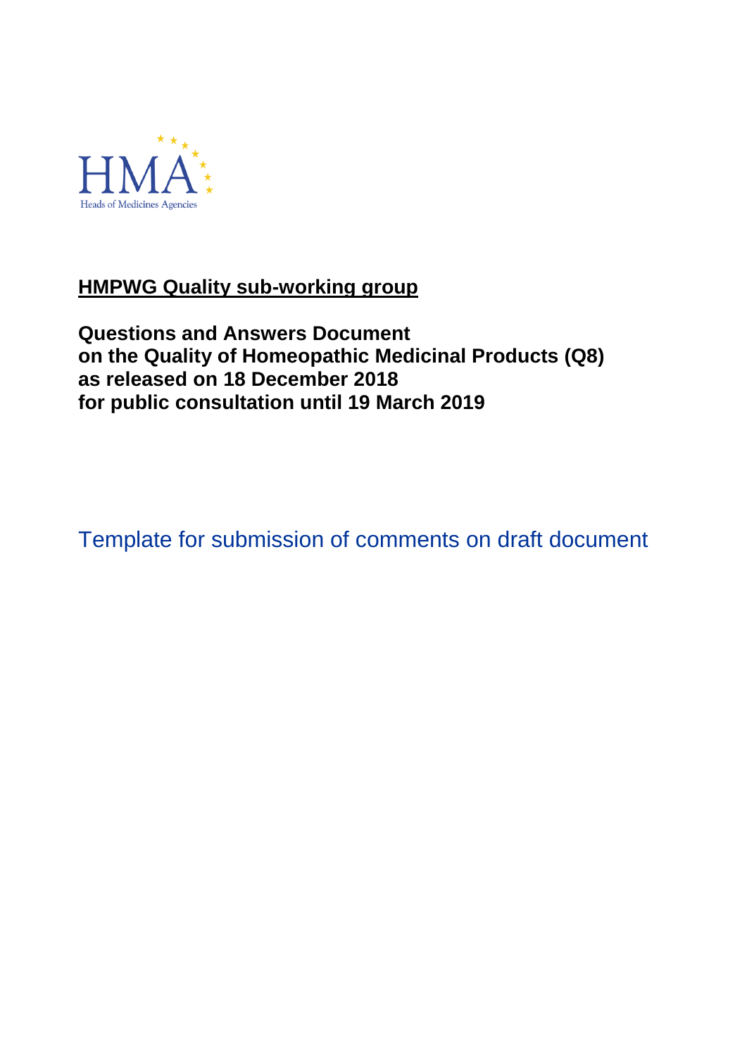HMA
Heads of Medicines Agencies

## HMPWG Quality sub-working group

**Questions and Answers Document**
**on the Quality of Homeopathic Medicinal Products (Q8)**
**as released on 18 December 2018**
**for public consultation until 19 March 2019**

# Template for submission of comments on draft document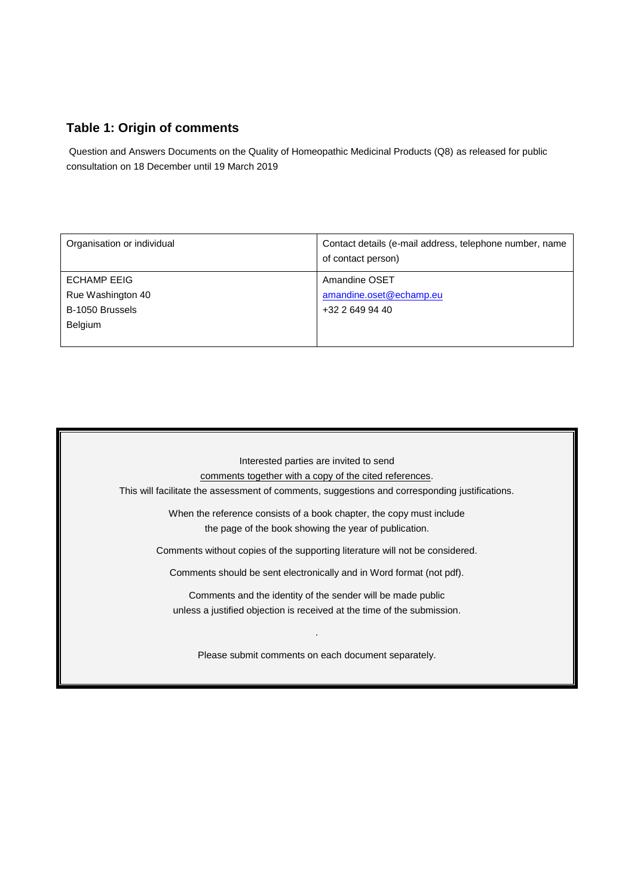## Table 1: Origin of comments

Question and Answers Documents on the Quality of Homeopathic Medicinal Products (Q8) as released for public consultation on 18 December until 19 March 2019

| Organisation or individual | Contact details (e-mail address, telephone number, name of contact person) |
| --- | --- |
| ECHAMP EEIG<br>Rue Washington 40<br>B-1050 Brussels<br>Belgium | Amandine OSET<br>amandine.oset@echamp.eu<br>+32 2 649 94 40 |

Interested parties are invited to send
comments together with a copy of the cited references.
This will facilitate the assessment of comments, suggestions and corresponding justifications.

When the reference consists of a book chapter, the copy must include
the page of the book showing the year of publication.

Comments without copies of the supporting literature will not be considered.

Comments should be sent electronically and in Word format (not pdf).

Comments and the identity of the sender will be made public
unless a justified objection is received at the time of the submission.

.

Please submit comments on each document separately.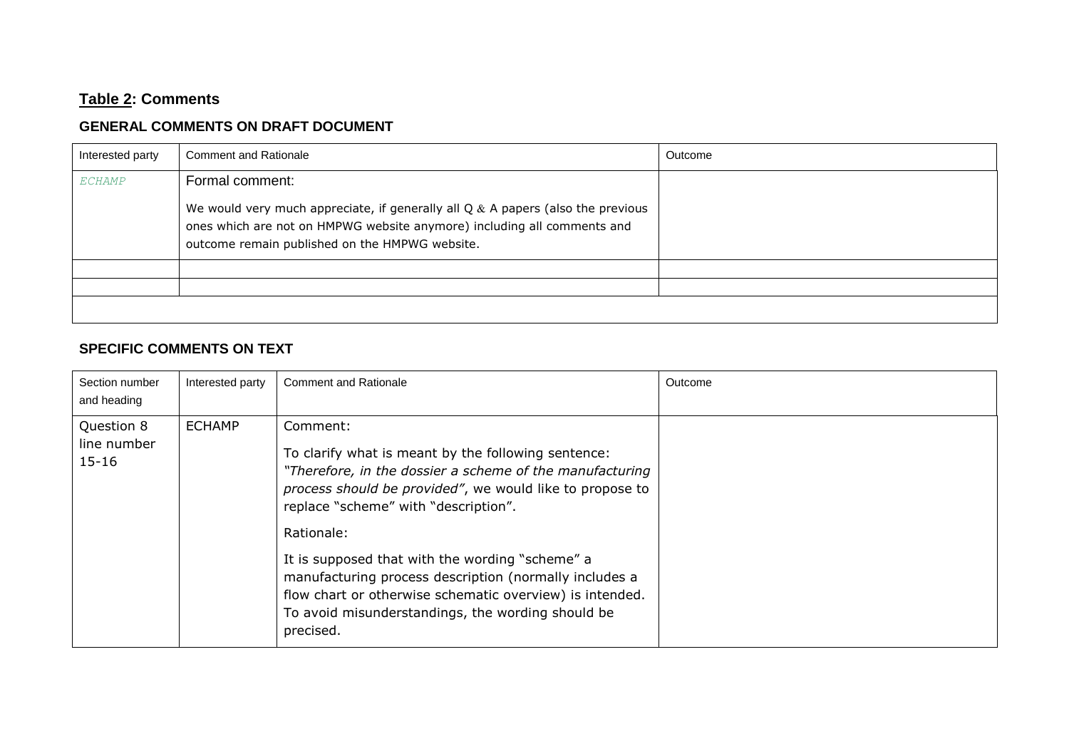**Table 2: Comments**

## GENERAL COMMENTS ON DRAFT DOCUMENT

| Interested party | Comment and Rationale | Outcome |
|---|---|---|
| *ECHAMP* | Formal comment:<br><br>We would very much appreciate, if generally all Q & A papers (also the previous ones which are not on HMPWG website anymore) including all comments and outcome remain published on the HMPWG website. | |
| | | |
| | | |
| | | |

## SPECIFIC COMMENTS ON TEXT

| Section number and heading | Interested party | Comment and Rationale | Outcome |
|---|---|---|---|
| Question 8 line number 15-16 | ECHAMP | Comment:<br><br>To clarify what is meant by the following sentence: *"Therefore, in the dossier a scheme of the manufacturing process should be provided"*, we would like to propose to replace "scheme" with "description".<br><br>Rationale:<br><br>It is supposed that with the wording "scheme" a manufacturing process description (normally includes a flow chart or otherwise schematic overview) is intended. To avoid misunderstandings, the wording should be precised. | |